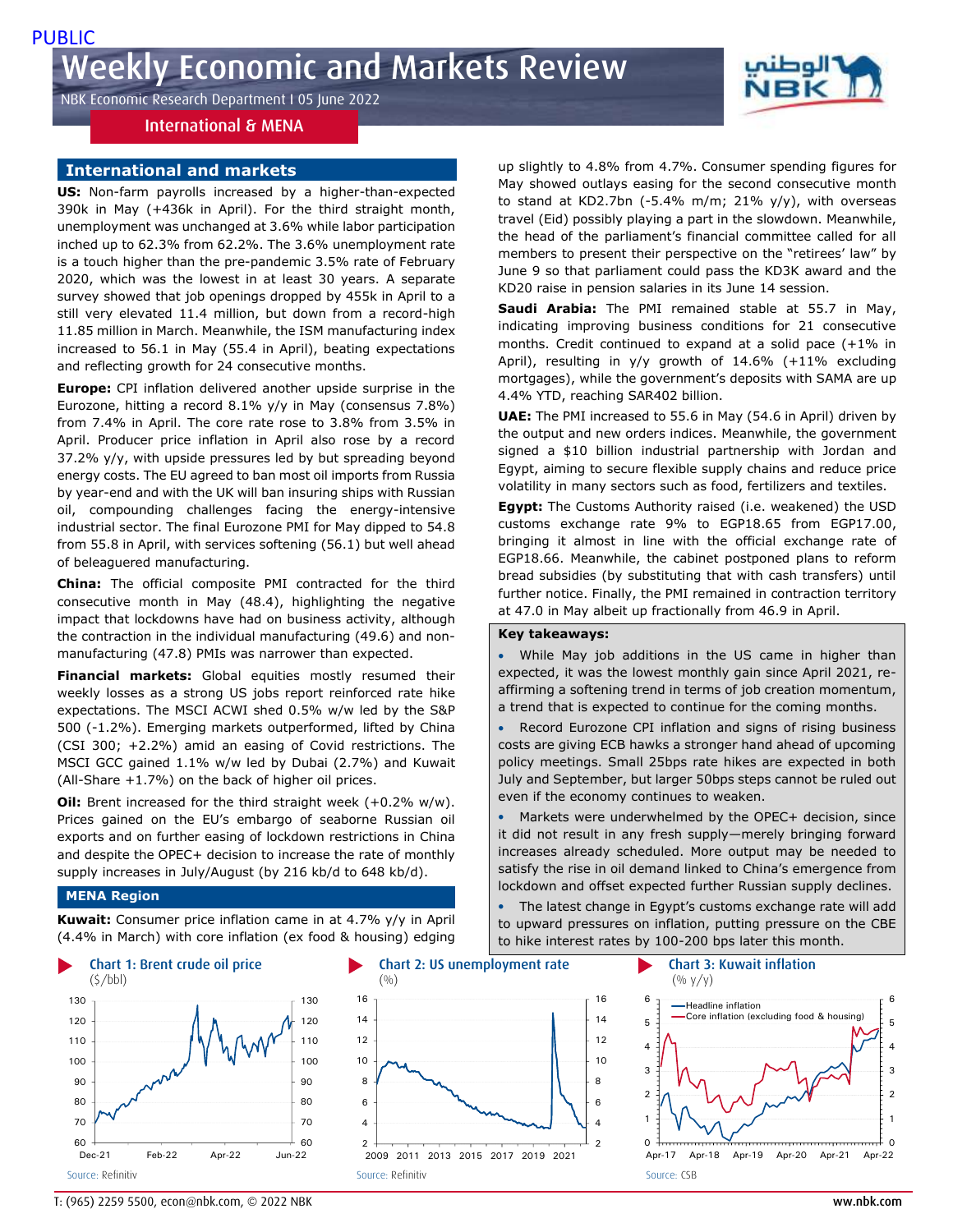PUBLIC

# Weekly Economic and Markets Review

NBK Economic Research Department I 05 June 2022

International & MENA

## International and markets

**US:** Non-farm payrolls increased by a higher-than-expected 390k in May (+436k in April). For the third straight month, unemployment was unchanged at 3.6% while labor participation inched up to 62.3% from 62.2%. The 3.6% unemployment rate is a touch higher than the pre-pandemic 3.5% rate of February 2020, which was the lowest in at least 30 years. A separate survey showed that job openings dropped by 455k in April to a still very elevated 11.4 million, but down from a record-high 11.85 million in March. Meanwhile, the ISM manufacturing index increased to 56.1 in May (55.4 in April), beating expectations and reflecting growth for 24 consecutive months.

**Europe:** CPI inflation delivered another upside surprise in the Eurozone, hitting a record 8.1% y/y in May (consensus 7.8%) from 7.4% in April. The core rate rose to 3.8% from 3.5% in April. Producer price inflation in April also rose by a record 37.2% y/y, with upside pressures led by but spreading beyond energy costs. The EU agreed to ban most oil imports from Russia by year-end and with the UK will ban insuring ships with Russian oil, compounding challenges facing the energy-intensive industrial sector. The final Eurozone PMI for May dipped to 54.8 from 55.8 in April, with services softening (56.1) but well ahead of beleaguered manufacturing.

**China:** The official composite PMI contracted for the third consecutive month in May (48.4), highlighting the negative impact that lockdowns have had on business activity, although the contraction in the individual manufacturing (49.6) and non-manufacturing (47.8) PMIs was narrower than expected.

**Financial markets:** Global equities mostly resumed their weekly losses as a strong US jobs report reinforced rate hike expectations. The MSCI ACWI shed 0.5% w/w led by the S&P 500 (-1.2%). Emerging markets outperformed, lifted by China (CSI 300; +2.2%) amid an easing of Covid restrictions. The MSCI GCC gained 1.1% w/w led by Dubai (2.7%) and Kuwait (All-Share +1.7%) on the back of higher oil prices.

**Oil:** Brent increased for the third straight week (+0.2% w/w). Prices gained on the EU's embargo of seaborne Russian oil exports and on further easing of lockdown restrictions in China and despite the OPEC+ decision to increase the rate of monthly supply increases in July/August (by 216 kb/d to 648 kb/d).

## MENA Region

**Kuwait:** Consumer price inflation came in at 4.7% y/y in April (4.4% in March) with core inflation (ex food & housing) edging up slightly to 4.8% from 4.7%. Consumer spending figures for May showed outlays easing for the second consecutive month to stand at KD2.7bn (-5.4% m/m; 21% y/y), with overseas travel (Eid) possibly playing a part in the slowdown. Meanwhile, the head of the parliament's financial committee called for all members to present their perspective on the "retirees' law" by June 9 so that parliament could pass the KD3K award and the KD20 raise in pension salaries in its June 14 session.

**Saudi Arabia:** The PMI remained stable at 55.7 in May, indicating improving business conditions for 21 consecutive months. Credit continued to expand at a solid pace (+1% in April), resulting in y/y growth of 14.6% (+11% excluding mortgages), while the government's deposits with SAMA are up 4.4% YTD, reaching SAR402 billion.

**UAE:** The PMI increased to 55.6 in May (54.6 in April) driven by the output and new orders indices. Meanwhile, the government signed a $10 billion industrial partnership with Jordan and Egypt, aiming to secure flexible supply chains and reduce price volatility in many sectors such as food, fertilizers and textiles.

**Egypt:** The Customs Authority raised (i.e. weakened) the USD customs exchange rate 9% to EGP18.65 from EGP17.00, bringing it almost in line with the official exchange rate of EGP18.66. Meanwhile, the cabinet postponed plans to reform bread subsidies (by substituting that with cash transfers) until further notice. Finally, the PMI remained in contraction territory at 47.0 in May albeit up fractionally from 46.9 in April.

### Key takeaways:

- While May job additions in the US came in higher than expected, it was the lowest monthly gain since April 2021, re-affirming a softening trend in terms of job creation momentum, a trend that is expected to continue for the coming months.
- Record Eurozone CPI inflation and signs of rising business costs are giving ECB hawks a stronger hand ahead of upcoming policy meetings. Small 25bps rate hikes are expected in both July and September, but larger 50bps steps cannot be ruled out even if the economy continues to weaken.
- Markets were underwhelmed by the OPEC+ decision, since it did not result in any fresh supply—merely bringing forward increases already scheduled. More output may be needed to satisfy the rise in oil demand linked to China's emergence from lockdown and offset expected further Russian supply declines.
- The latest change in Egypt's customs exchange rate will add to upward pressures on inflation, putting pressure on the CBE to hike interest rates by 100-200 bps later this month.

**Chart 1: Brent crude oil price** ($/bbl)

Source: Refinitiv

**Chart 2: US unemployment rate** (%)

Source: Refinitiv

**Chart 3: Kuwait inflation** (% y/y)

Headline inflation; Core inflation (excluding food & housing)

Source: CSB

T: (965) 2259 5500, econ@nbk.com, © 2022 NBK

ww.nbk.com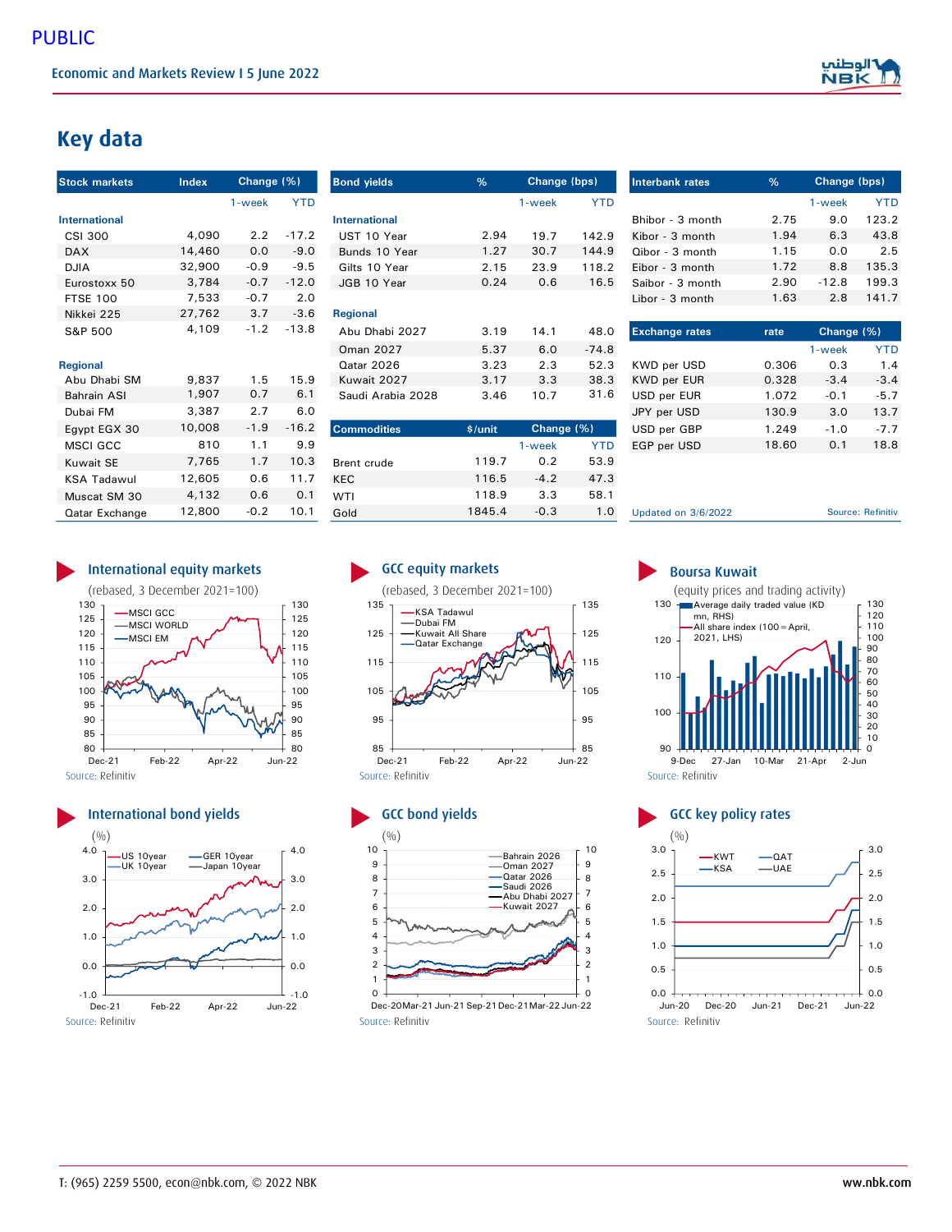PUBLIC

# Key data

| Stock markets | Index | Change (%) | |
|---|---|---|---|
| | | 1-week | YTD |
| **International** | | | |
| CSI 300 | 4,090 | 2.2 | -17.2 |
| DAX | 14,460 | 0.0 | -9.0 |
| DJIA | 32,900 | -0.9 | -9.5 |
| Eurostoxx 50 | 3,784 | -0.7 | -12.0 |
| FTSE 100 | 7,533 | -0.7 | 2.0 |
| Nikkei 225 | 27,762 | 3.7 | -3.6 |
| S&P 500 | 4,109 | -1.2 | -13.8 |
| **Regional** | | | |
| Abu Dhabi SM | 9,837 | 1.5 | 15.9 |
| Bahrain ASI | 1,907 | 0.7 | 6.1 |
| Dubai FM | 3,387 | 2.7 | 6.0 |
| Egypt EGX 30 | 10,008 | -1.9 | -16.2 |
| MSCI GCC | 810 | 1.1 | 9.9 |
| Kuwait SE | 7,765 | 1.7 | 10.3 |
| KSA Tadawul | 12,605 | 0.6 | 11.7 |
| Muscat SM 30 | 4,132 | 0.6 | 0.1 |
| Qatar Exchange | 12,800 | -0.2 | 10.1 |

| Bond yields | % | Change (bps) | |
|---|---|---|---|
| | | 1-week | YTD |
| **International** | | | |
| UST 10 Year | 2.94 | 19.7 | 142.9 |
| Bunds 10 Year | 1.27 | 30.7 | 144.9 |
| Gilts 10 Year | 2.15 | 23.9 | 118.2 |
| JGB 10 Year | 0.24 | 0.6 | 16.5 |
| **Regional** | | | |
| Abu Dhabi 2027 | 3.19 | 14.1 | 48.0 |
| Oman 2027 | 5.37 | 6.0 | -74.8 |
| Qatar 2026 | 3.23 | 2.3 | 52.3 |
| Kuwait 2027 | 3.17 | 3.3 | 38.3 |
| Saudi Arabia 2028 | 3.46 | 10.7 | 31.6 |

| Commodities | $/unit | Change (%) | |
|---|---|---|---|
| | | 1-week | YTD |
| Brent crude | 119.7 | 0.2 | 53.9 |
| KEC | 116.5 | -4.2 | 47.3 |
| WTI | 118.9 | 3.3 | 58.1 |
| Gold | 1845.4 | -0.3 | 1.0 |

| Interbank rates | % | Change (bps) | |
|---|---|---|---|
| | | 1-week | YTD |
| Bhibor - 3 month | 2.75 | 9.0 | 123.2 |
| Kibor - 3 month | 1.94 | 6.3 | 43.8 |
| Qibor - 3 month | 1.15 | 0.0 | 2.5 |
| Eibor - 3 month | 1.72 | 8.8 | 135.3 |
| Saibor - 3 month | 2.90 | -12.8 | 199.3 |
| Libor - 3 month | 1.63 | 2.8 | 141.7 |

| Exchange rates | rate | Change (%) | |
|---|---|---|---|
| | | 1-week | YTD |
| KWD per USD | 0.306 | 0.3 | 1.4 |
| KWD per EUR | 0.328 | -3.4 | -3.4 |
| USD per EUR | 1.072 | -0.1 | -5.7 |
| JPY per USD | 130.9 | 3.0 | 13.7 |
| USD per GBP | 1.249 | -1.0 | -7.7 |
| EGP per USD | 18.60 | 0.1 | 18.8 |

Updated on 3/6/2022 Source: Refinitiv

### International equity markets

(rebased, 3 December 2021=100)

MSCI GCC
MSCI WORLD
MSCI EM

Source: Refinitiv

### GCC equity markets

(rebased, 3 December 2021=100)

KSA Tadawul
Dubai FM
Kuwait All Share
Qatar Exchange

Source: Refinitiv

### Boursa Kuwait

(equity prices and trading activity)

Average daily traded value (KD mn, RHS)
All share index (100 = April, 2021, LHS)

Source: Refinitiv

### International bond yields

(%)

US 10year
UK 10year
GER 10year
Japan 10year

Source: Refinitiv

### GCC bond yields

(%)

Bahrain 2026
Oman 2027
Qatar 2026
Saudi 2026
Abu Dhabi 2027
Kuwait 2027

Source: Refinitiv

### GCC key policy rates

(%)

KWT
KSA
QAT
UAE

Source: Refinitiv

T: (965) 2259 5500, econ@nbk.com, © 2022 NBK    ww.nbk.com